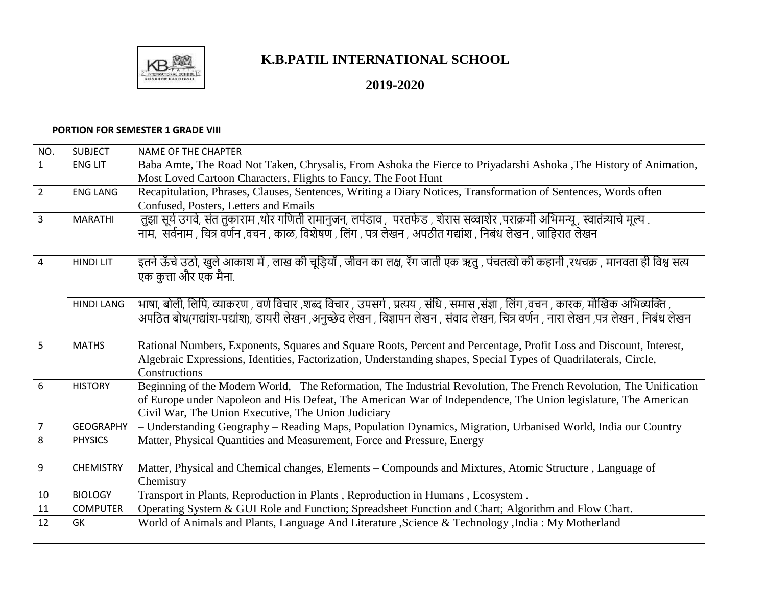# K.B.PATIL INTERNATIONAL SCHOOL

## 2019-2020

**PORTION FOR SEMESTER 1 GRADE VIII**

| NO. | SUBJECT | NAME OF THE CHAPTER |
|---|---|---|
| 1 | ENG LIT | Baba Amte, The Road Not Taken, Chrysalis, From Ashoka the Fierce to Priyadarshi Ashoka ,The History of Animation, Most Loved Cartoon Characters, Flights to Fancy, The Foot Hunt |
| 2 | ENG LANG | Recapitulation, Phrases, Clauses, Sentences, Writing a Diary Notices, Transformation of Sentences, Words often Confused, Posters, Letters and Emails |
| 3 | MARATHI | तुझा सूर्य उगवे, संत तुकाराम ,थोर गणिती रामानुजन, लपंडाव , परतफेड , शेरास सव्वाशेर ,पराक्रमी अभिमन्यू , स्वातंत्र्याचे मूल्य . नाम, सर्वनाम , चित्र वर्णन ,वचन , काळ, विशेषण , लिंग , पत्र लेखन , अपठीत गद्यांश , निबंध लेखन , जाहिरात लेखन |
| 4 | HINDI LIT | इतने ऊँचे उठो, खुले आकाश में , लाख की चूड़ियाँ , जीवन का लक्ष, रँग जाती एक ऋतु , पंचतत्वो की कहानी ,रथचक्र , मानवता ही विश्व सत्य एक कुत्ता और एक मैना. |
| | HINDI LANG | भाषा, बोली, लिपि, व्याकरण , वर्ण विचार ,शब्द विचार , उपसर्ग , प्रत्यय , संधि , समास ,संज्ञा , लिंग ,वचन , कारक, मौखिक अभिव्यक्ति , अपठित बोध(गद्यांश-पद्यांश), डायरी लेखन ,अनुच्छेद लेखन , विज्ञापन लेखन , संवाद लेखन, चित्र वर्णन , नारा लेखन ,पत्र लेखन , निबंध लेखन |
| 5 | MATHS | Rational Numbers, Exponents, Squares and Square Roots, Percent and Percentage, Profit Loss and Discount, Interest, Algebraic Expressions, Identities, Factorization, Understanding shapes, Special Types of Quadrilaterals, Circle, Constructions |
| 6 | HISTORY | Beginning of the Modern World,– The Reformation, The Industrial Revolution, The French Revolution, The Unification of Europe under Napoleon and His Defeat, The American War of Independence, The Union legislature, The American Civil War, The Union Executive, The Union Judiciary |
| 7 | GEOGRAPHY | – Understanding Geography – Reading Maps, Population Dynamics, Migration, Urbanised World, India our Country |
| 8 | PHYSICS | Matter, Physical Quantities and Measurement, Force and Pressure, Energy |
| 9 | CHEMISTRY | Matter, Physical and Chemical changes, Elements – Compounds and Mixtures, Atomic Structure , Language of Chemistry |
| 10 | BIOLOGY | Transport in Plants, Reproduction in Plants , Reproduction in Humans , Ecosystem . |
| 11 | COMPUTER | Operating System & GUI Role and Function; Spreadsheet Function and Chart; Algorithm and Flow Chart. |
| 12 | GK | World of Animals and Plants, Language And Literature ,Science & Technology ,India : My Motherland |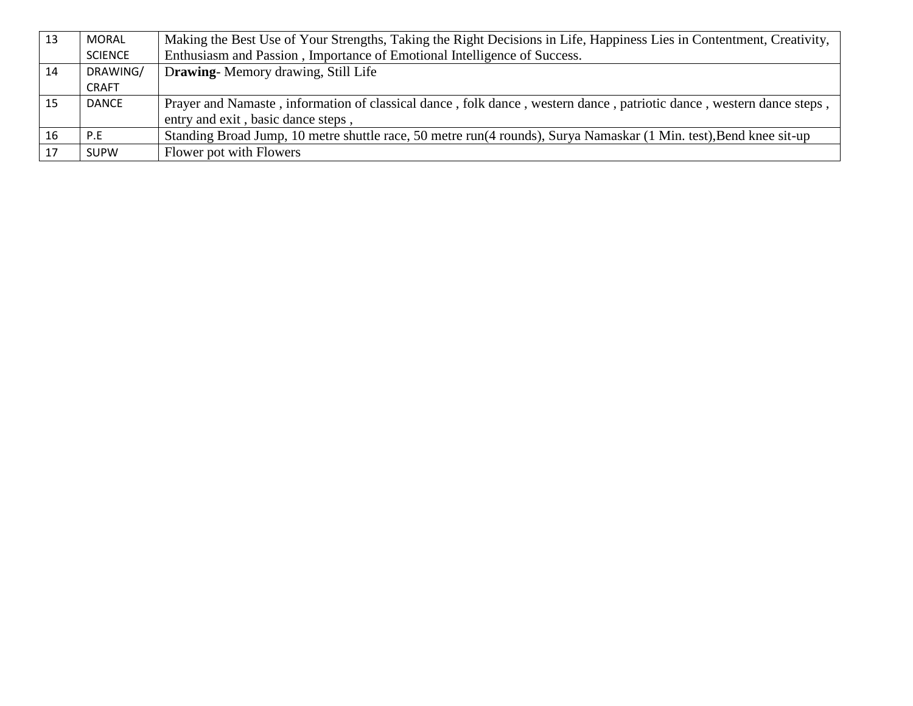| | | |
|---|---|---|
| 13 | MORAL SCIENCE | Making the Best Use of Your Strengths, Taking the Right Decisions in Life, Happiness Lies in Contentment, Creativity, Enthusiasm and Passion , Importance of Emotional Intelligence of Success. |
| 14 | DRAWING/ CRAFT | D**rawing**- Memory drawing, Still Life |
| 15 | DANCE | Prayer and Namaste , information of classical dance , folk dance , western dance , patriotic dance , western dance steps , entry and exit , basic dance steps , |
| 16 | P.E | Standing Broad Jump, 10 metre shuttle race, 50 metre run(4 rounds), Surya Namaskar (1 Min. test),Bend knee sit-up |
| 17 | SUPW | Flower pot with Flowers |